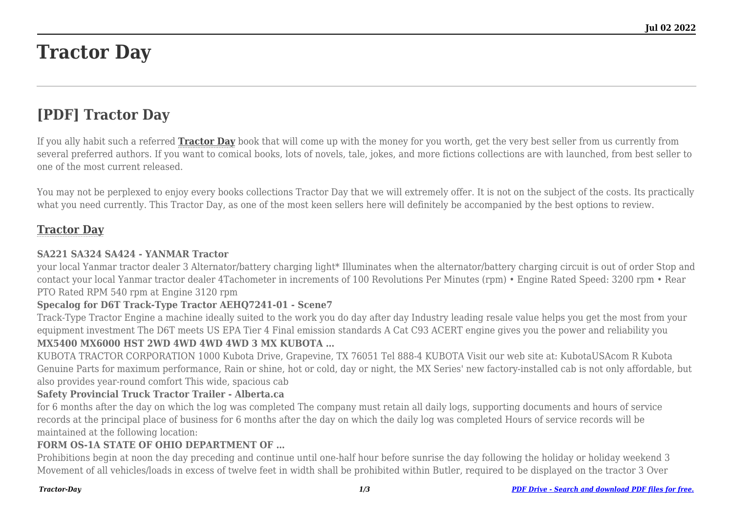# Tractor Day

## [PDF] Tractor Day

If you ally habit such a referred **Tractor Day** book that will come up with the money for you worth, get the very best seller from us currently from several preferred authors. If you want to comical books, lots of novels, tale, jokes, and more fictions collections are with launched, from best seller to one of the most current released.

You may not be perplexed to enjoy every books collections Tractor Day that we will extremely offer. It is not on the subject of the costs. Its practically what you need currently. This Tractor Day, as one of the most keen sellers here will definitely be accompanied by the best options to review.

### Tractor Day

**SA221 SA324 SA424 - YANMAR Tractor**

your local Yanmar tractor dealer 3 Alternator/battery charging light* Illuminates when the alternator/battery charging circuit is out of order Stop and contact your local Yanmar tractor dealer 4Tachometer in increments of 100 Revolutions Per Minutes (rpm) • Engine Rated Speed: 3200 rpm • Rear PTO Rated RPM 540 rpm at Engine 3120 rpm

**Specalog for D6T Track-Type Tractor AEHQ7241-01 - Scene7**

Track-Type Tractor Engine a machine ideally suited to the work you do day after day Industry leading resale value helps you get the most from your equipment investment The D6T meets US EPA Tier 4 Final emission standards A Cat C93 ACERT engine gives you the power and reliability you

**MX5400 MX6000 HST 2WD 4WD 4WD 4WD 3 MX KUBOTA …**

KUBOTA TRACTOR CORPORATION 1000 Kubota Drive, Grapevine, TX 76051 Tel 888-4 KUBOTA Visit our web site at: KubotaUSAcom R Kubota Genuine Parts for maximum performance, Rain or shine, hot or cold, day or night, the MX Series' new factory-installed cab is not only affordable, but also provides year-round comfort This wide, spacious cab

**Safety Provincial Truck Tractor Trailer - Alberta.ca**

for 6 months after the day on which the log was completed The company must retain all daily logs, supporting documents and hours of service records at the principal place of business for 6 months after the day on which the daily log was completed Hours of service records will be maintained at the following location:

**FORM OS-1A STATE OF OHIO DEPARTMENT OF …**

Prohibitions begin at noon the day preceding and continue until one-half hour before sunrise the day following the holiday or holiday weekend 3 Movement of all vehicles/loads in excess of twelve feet in width shall be prohibited within Butler, required to be displayed on the tractor 3 Over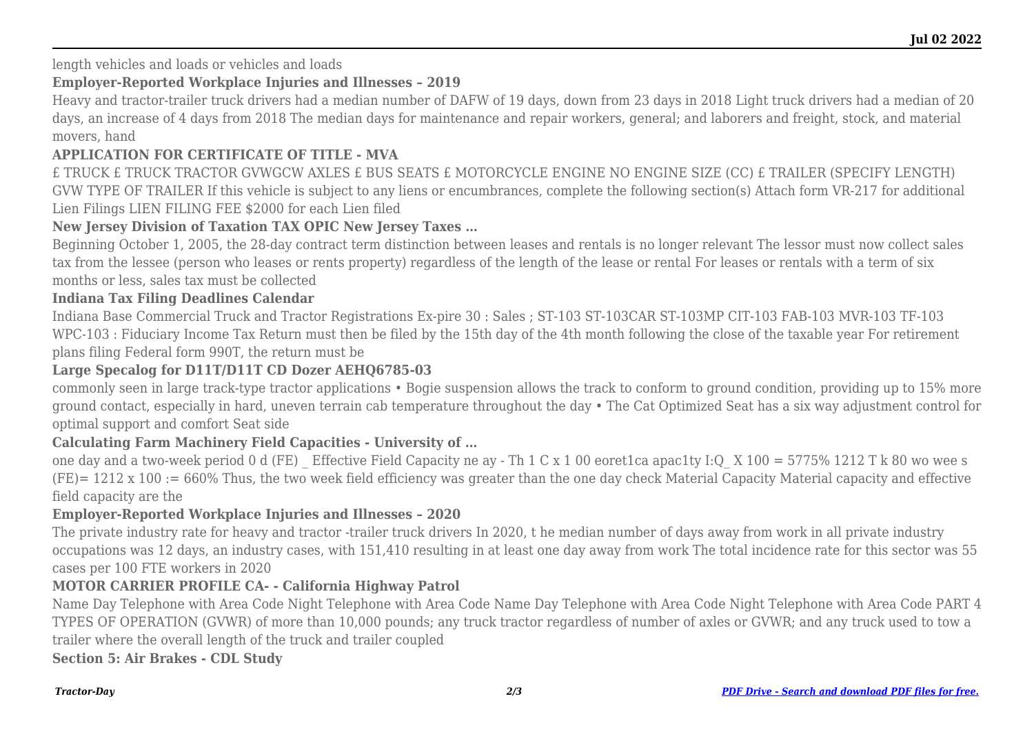length vehicles and loads or vehicles and loads

**Employer-Reported Workplace Injuries and Illnesses – 2019**

Heavy and tractor-trailer truck drivers had a median number of DAFW of 19 days, down from 23 days in 2018 Light truck drivers had a median of 20 days, an increase of 4 days from 2018 The median days for maintenance and repair workers, general; and laborers and freight, stock, and material movers, hand

**APPLICATION FOR CERTIFICATE OF TITLE - MVA**

£ TRUCK £ TRUCK TRACTOR GVWGCW AXLES £ BUS SEATS £ MOTORCYCLE ENGINE NO ENGINE SIZE (CC) £ TRAILER (SPECIFY LENGTH) GVW TYPE OF TRAILER If this vehicle is subject to any liens or encumbrances, complete the following section(s) Attach form VR-217 for additional Lien Filings LIEN FILING FEE $2000 for each Lien filed

**New Jersey Division of Taxation TAX OPIC New Jersey Taxes …**

Beginning October 1, 2005, the 28-day contract term distinction between leases and rentals is no longer relevant The lessor must now collect sales tax from the lessee (person who leases or rents property) regardless of the length of the lease or rental For leases or rentals with a term of six months or less, sales tax must be collected

**Indiana Tax Filing Deadlines Calendar**

Indiana Base Commercial Truck and Tractor Registrations Ex-pire 30 : Sales ; ST-103 ST-103CAR ST-103MP CIT-103 FAB-103 MVR-103 TF-103 WPC-103 : Fiduciary Income Tax Return must then be filed by the 15th day of the 4th month following the close of the taxable year For retirement plans filing Federal form 990T, the return must be

**Large Specalog for D11T/D11T CD Dozer AEHQ6785-03**

commonly seen in large track-type tractor applications • Bogie suspension allows the track to conform to ground condition, providing up to 15% more ground contact, especially in hard, uneven terrain cab temperature throughout the day • The Cat Optimized Seat has a six way adjustment control for optimal support and comfort Seat side

**Calculating Farm Machinery Field Capacities - University of …**

one day and a two-week period 0 d (FE) _ Effective Field Capacity ne ay - Th 1 C x 1 00 eoret1ca apac1ty I:Q_ X 100 = 5775% 1212 T k 80 wo wee s (FE)= 1212 x 100 := 660% Thus, the two week field efficiency was greater than the one day check Material Capacity Material capacity and effective field capacity are the

**Employer-Reported Workplace Injuries and Illnesses – 2020**

The private industry rate for heavy and tractor -trailer truck drivers In 2020, t he median number of days away from work in all private industry occupations was 12 days, an industry cases, with 151,410 resulting in at least one day away from work The total incidence rate for this sector was 55 cases per 100 FTE workers in 2020

**MOTOR CARRIER PROFILE CA- - California Highway Patrol**

Name Day Telephone with Area Code Night Telephone with Area Code Name Day Telephone with Area Code Night Telephone with Area Code PART 4 TYPES OF OPERATION (GVWR) of more than 10,000 pounds; any truck tractor regardless of number of axles or GVWR; and any truck used to tow a trailer where the overall length of the truck and trailer coupled

**Section 5: Air Brakes - CDL Study**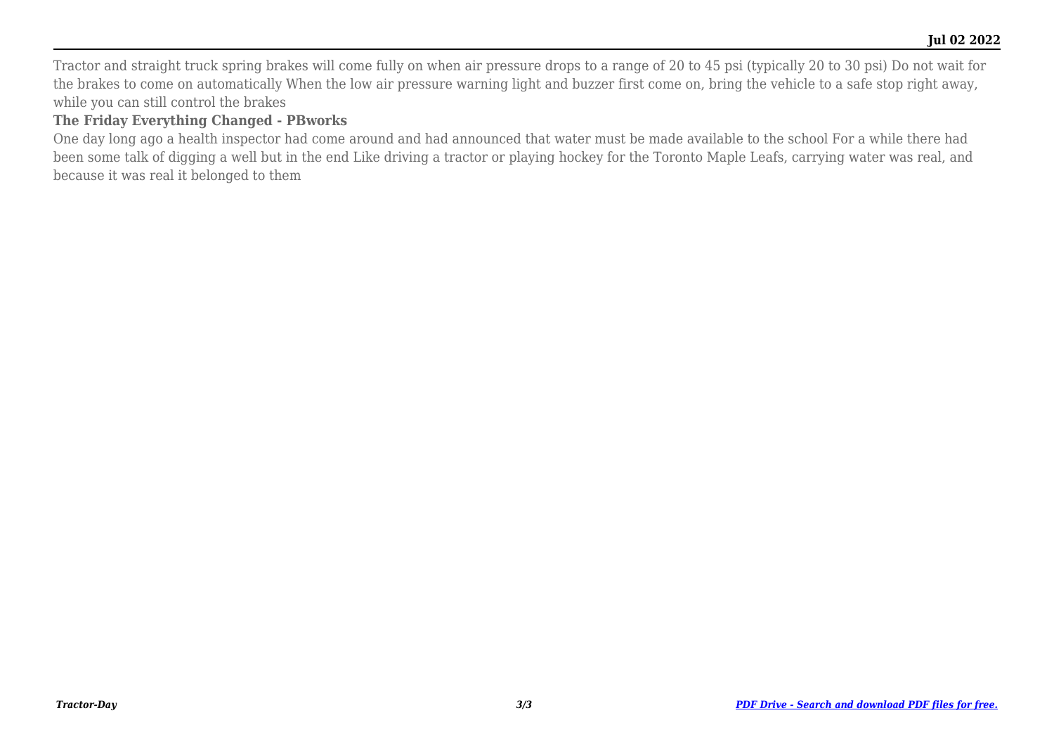Tractor and straight truck spring brakes will come fully on when air pressure drops to a range of 20 to 45 psi (typically 20 to 30 psi) Do not wait for the brakes to come on automatically When the low air pressure warning light and buzzer first come on, bring the vehicle to a safe stop right away, while you can still control the brakes

**The Friday Everything Changed - PBworks**

One day long ago a health inspector had come around and had announced that water must be made available to the school For a while there had been some talk of digging a well but in the end Like driving a tractor or playing hockey for the Toronto Maple Leafs, carrying water was real, and because it was real it belonged to them